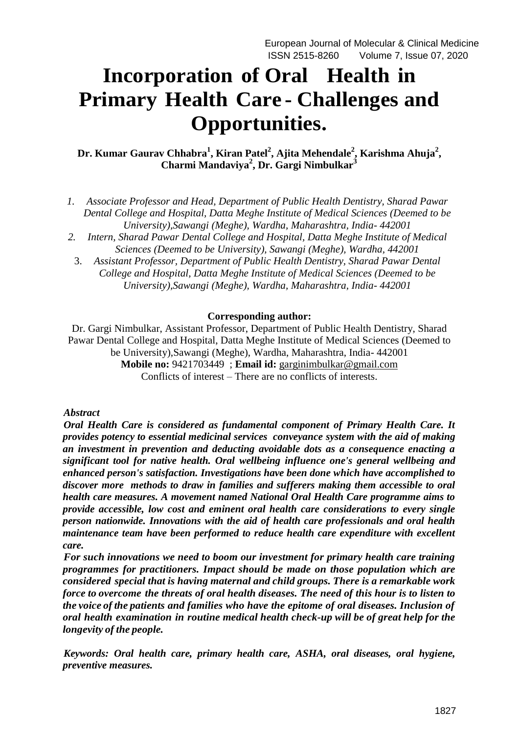# Incorporation of Oral Health in Primary Health Care - Challenges and Opportunities.

**Dr. Kumar Gaurav Chhabra[1], Kiran Patel[2], Ajita Mehendale[2], Karishma Ahuja[2], Charmi Mandaviya[2], Dr. Gargi Nimbulkar[3]**

1. *Associate Professor and Head, Department of Public Health Dentistry, Sharad Pawar Dental College and Hospital, Datta Meghe Institute of Medical Sciences (Deemed to be University),Sawangi (Meghe), Wardha, Maharashtra, India- 442001*
2. *Intern, Sharad Pawar Dental College and Hospital, Datta Meghe Institute of Medical Sciences (Deemed to be University), Sawangi (Meghe), Wardha, 442001*
3. *Assistant Professor, Department of Public Health Dentistry, Sharad Pawar Dental College and Hospital, Datta Meghe Institute of Medical Sciences (Deemed to be University),Sawangi (Meghe), Wardha, Maharashtra, India- 442001*

**Corresponding author:**

Dr. Gargi Nimbulkar, Assistant Professor, Department of Public Health Dentistry, Sharad Pawar Dental College and Hospital, Datta Meghe Institute of Medical Sciences (Deemed to be University),Sawangi (Meghe), Wardha, Maharashtra, India- 442001

**Mobile no:** 9421703449 ; **Email id:** garginimbulkar@gmail.com

Conflicts of interest – There are no conflicts of interests.

*Abstract*

***Oral Health Care is considered as fundamental component of Primary Health Care. It provides potency to essential medicinal services conveyance system with the aid of making an investment in prevention and deducting avoidable dots as a consequence enacting a significant tool for native health. Oral wellbeing influence one's general wellbeing and enhanced person's satisfaction. Investigations have been done which have accomplished to discover more methods to draw in families and sufferers making them accessible to oral health care measures. A movement named National Oral Health Care programme aims to provide accessible, low cost and eminent oral health care considerations to every single person nationwide. Innovations with the aid of health care professionals and oral health maintenance team have been performed to reduce health care expenditure with excellent care.***

***For such innovations we need to boom our investment for primary health care training programmes for practitioners. Impact should be made on those population which are considered special that is having maternal and child groups. There is a remarkable work force to overcome the threats of oral health diseases. The need of this hour is to listen to the voice of the patients and families who have the epitome of oral diseases. Inclusion of oral health examination in routine medical health check-up will be of great help for the longevity of the people.***

***Keywords: Oral health care, primary health care, ASHA, oral diseases, oral hygiene, preventive measures.***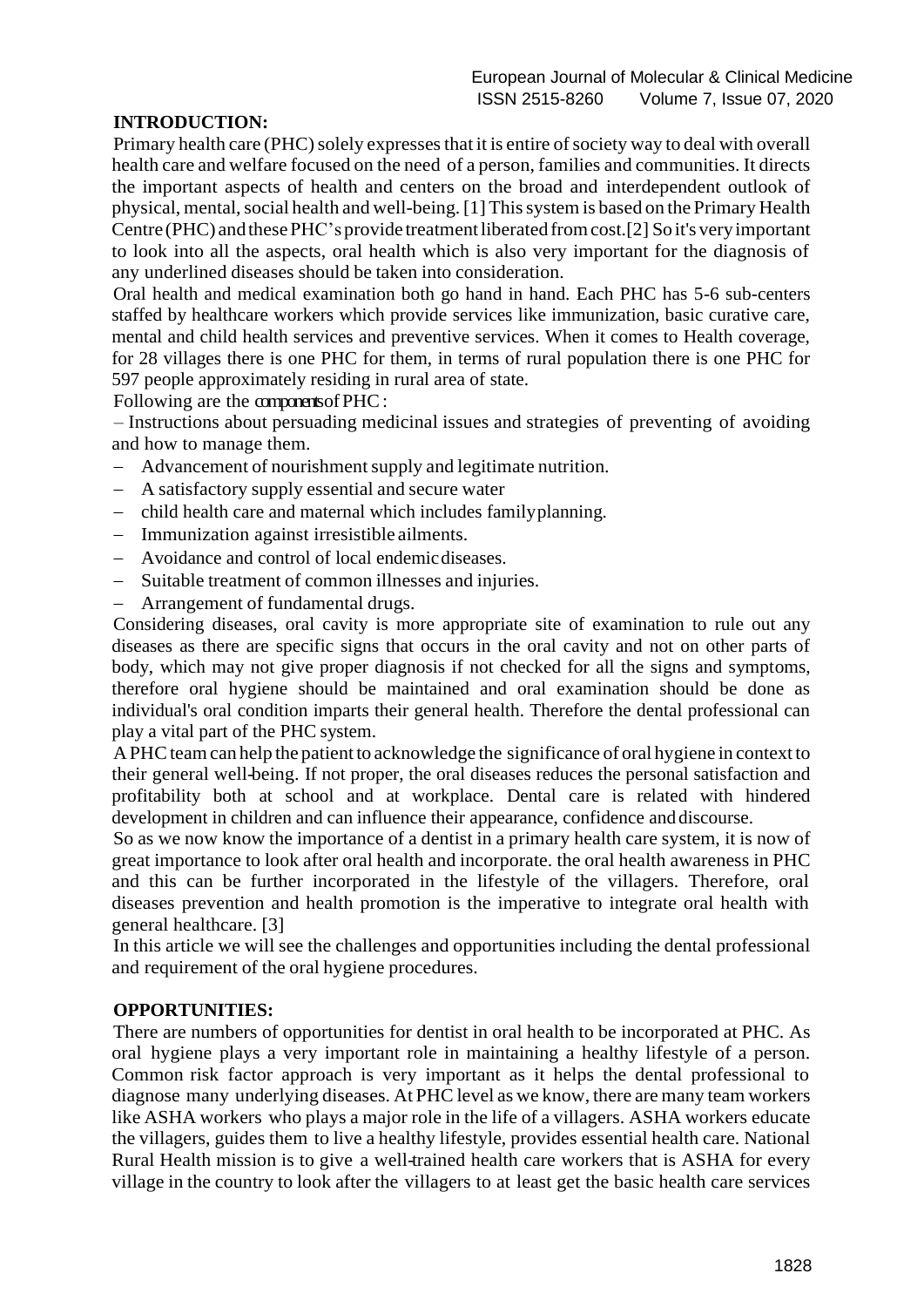## INTRODUCTION:

Primary health care (PHC) solely expresses that it is entire of society way to deal with overall health care and welfare focused on the need of a person, families and communities. It directs the important aspects of health and centers on the broad and interdependent outlook of physical, mental, social health and well-being. [1] This system is based on the Primary Health Centre (PHC) and these PHC's provide treatment liberated from cost.[2] So it's very important to look into all the aspects, oral health which is also very important for the diagnosis of any underlined diseases should be taken into consideration.

Oral health and medical examination both go hand in hand. Each PHC has 5-6 sub-centers staffed by healthcare workers which provide services like immunization, basic curative care, mental and child health services and preventive services. When it comes to Health coverage, for 28 villages there is one PHC for them, in terms of rural population there is one PHC for 597 people approximately residing in rural area of state.

Following are the components of PHC :

– Instructions about persuading medicinal issues and strategies of preventing of avoiding and how to manage them.

- Advancement of nourishment supply and legitimate nutrition.
- A satisfactory supply essential and secure water
- child health care and maternal which includes family planning.
- Immunization against irresistible ailments.
- Avoidance and control of local endemic diseases.
- Suitable treatment of common illnesses and injuries.
- Arrangement of fundamental drugs.

Considering diseases, oral cavity is more appropriate site of examination to rule out any diseases as there are specific signs that occurs in the oral cavity and not on other parts of body, which may not give proper diagnosis if not checked for all the signs and symptoms, therefore oral hygiene should be maintained and oral examination should be done as individual's oral condition imparts their general health. Therefore the dental professional can play a vital part of the PHC system.

A PHC team can help the patient to acknowledge the significance of oral hygiene in context to their general well-being. If not proper, the oral diseases reduces the personal satisfaction and profitability both at school and at workplace. Dental care is related with hindered development in children and can influence their appearance, confidence and discourse.

So as we now know the importance of a dentist in a primary health care system, it is now of great importance to look after oral health and incorporate. the oral health awareness in PHC and this can be further incorporated in the lifestyle of the villagers. Therefore, oral diseases prevention and health promotion is the imperative to integrate oral health with general healthcare. [3]

In this article we will see the challenges and opportunities including the dental professional and requirement of the oral hygiene procedures.

## OPPORTUNITIES:

There are numbers of opportunities for dentist in oral health to be incorporated at PHC. As oral hygiene plays a very important role in maintaining a healthy lifestyle of a person. Common risk factor approach is very important as it helps the dental professional to diagnose many underlying diseases. At PHC level as we know, there are many team workers like ASHA workers who plays a major role in the life of a villagers. ASHA workers educate the villagers, guides them to live a healthy lifestyle, provides essential health care. National Rural Health mission is to give a well-trained health care workers that is ASHA for every village in the country to look after the villagers to at least get the basic health care services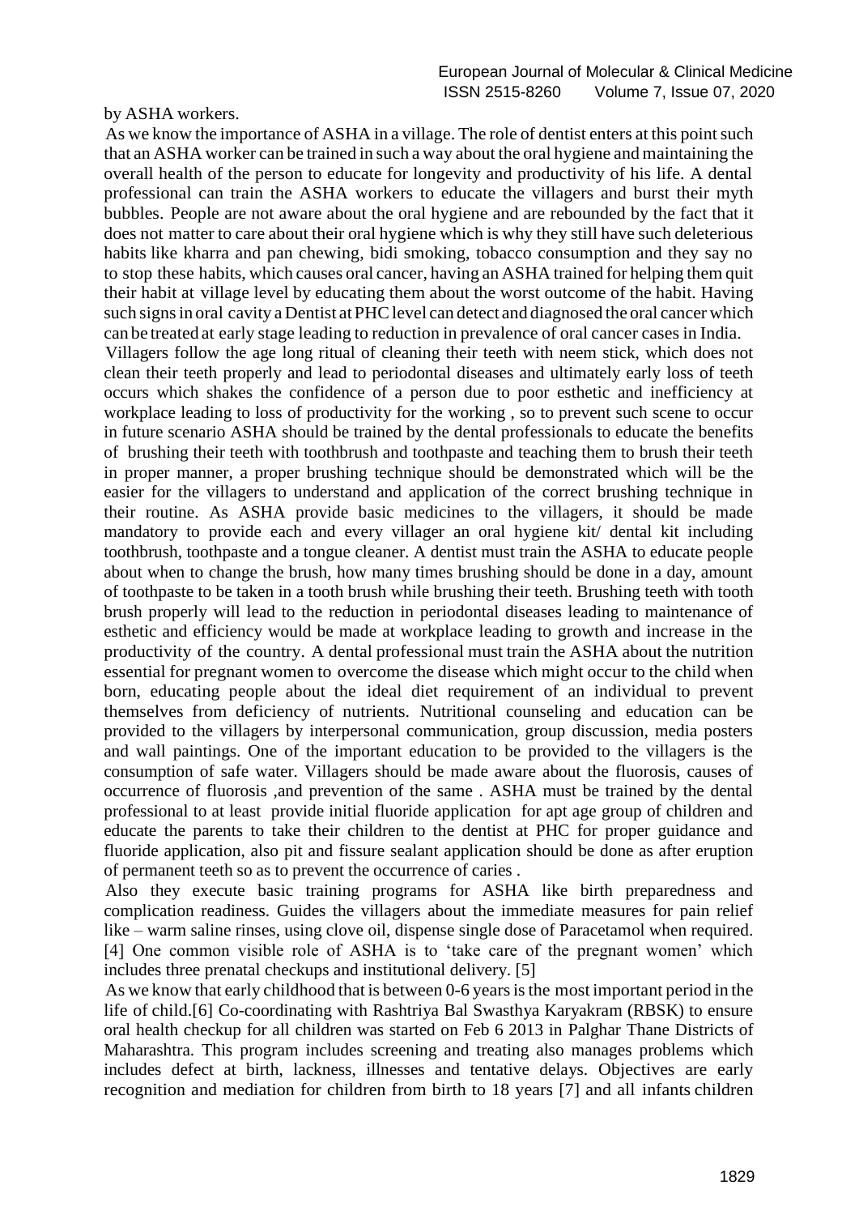by ASHA workers.

As we know the importance of ASHA in a village. The role of dentist enters at this point such that an ASHA worker can be trained in such a way about the oral hygiene and maintaining the overall health of the person to educate for longevity and productivity of his life. A dental professional can train the ASHA workers to educate the villagers and burst their myth bubbles. People are not aware about the oral hygiene and are rebounded by the fact that it does not matter to care about their oral hygiene which is why they still have such deleterious habits like kharra and pan chewing, bidi smoking, tobacco consumption and they say no to stop these habits, which causes oral cancer, having an ASHA trained for helping them quit their habit at village level by educating them about the worst outcome of the habit. Having such signs in oral cavity a Dentist at PHC level can detect and diagnosed the oral cancer which can be treated at early stage leading to reduction in prevalence of oral cancer cases in India.

Villagers follow the age long ritual of cleaning their teeth with neem stick, which does not clean their teeth properly and lead to periodontal diseases and ultimately early loss of teeth occurs which shakes the confidence of a person due to poor esthetic and inefficiency at workplace leading to loss of productivity for the working , so to prevent such scene to occur in future scenario ASHA should be trained by the dental professionals to educate the benefits of brushing their teeth with toothbrush and toothpaste and teaching them to brush their teeth in proper manner, a proper brushing technique should be demonstrated which will be the easier for the villagers to understand and application of the correct brushing technique in their routine. As ASHA provide basic medicines to the villagers, it should be made mandatory to provide each and every villager an oral hygiene kit/ dental kit including toothbrush, toothpaste and a tongue cleaner. A dentist must train the ASHA to educate people about when to change the brush, how many times brushing should be done in a day, amount of toothpaste to be taken in a tooth brush while brushing their teeth. Brushing teeth with tooth brush properly will lead to the reduction in periodontal diseases leading to maintenance of esthetic and efficiency would be made at workplace leading to growth and increase in the productivity of the country. A dental professional must train the ASHA about the nutrition essential for pregnant women to overcome the disease which might occur to the child when born, educating people about the ideal diet requirement of an individual to prevent themselves from deficiency of nutrients. Nutritional counseling and education can be provided to the villagers by interpersonal communication, group discussion, media posters and wall paintings. One of the important education to be provided to the villagers is the consumption of safe water. Villagers should be made aware about the fluorosis, causes of occurrence of fluorosis ,and prevention of the same . ASHA must be trained by the dental professional to at least provide initial fluoride application for apt age group of children and educate the parents to take their children to the dentist at PHC for proper guidance and fluoride application, also pit and fissure sealant application should be done as after eruption of permanent teeth so as to prevent the occurrence of caries .

Also they execute basic training programs for ASHA like birth preparedness and complication readiness. Guides the villagers about the immediate measures for pain relief like – warm saline rinses, using clove oil, dispense single dose of Paracetamol when required. [4] One common visible role of ASHA is to 'take care of the pregnant women' which includes three prenatal checkups and institutional delivery. [5]

As we know that early childhood that is between 0-6 years is the most important period in the life of child.[6] Co-coordinating with Rashtriya Bal Swasthya Karyakram (RBSK) to ensure oral health checkup for all children was started on Feb 6 2013 in Palghar Thane Districts of Maharashtra. This program includes screening and treating also manages problems which includes defect at birth, lackness, illnesses and tentative delays. Objectives are early recognition and mediation for children from birth to 18 years [7] and all infants children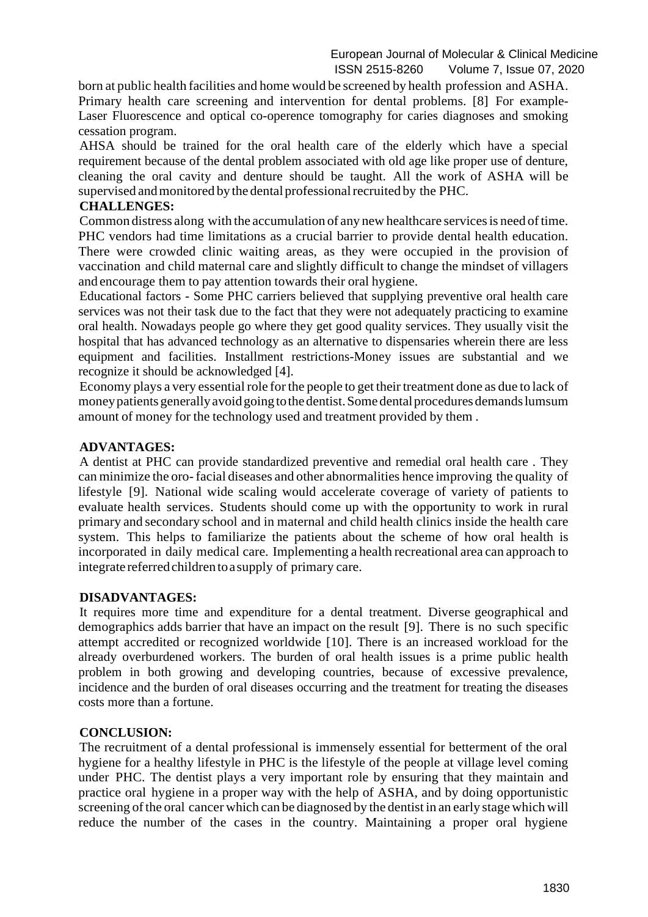born at public health facilities and home would be screened by health profession and ASHA. Primary health care screening and intervention for dental problems. [8] For example- Laser Fluorescence and optical co-operence tomography for caries diagnoses and smoking cessation program.

AHSA should be trained for the oral health care of the elderly which have a special requirement because of the dental problem associated with old age like proper use of denture, cleaning the oral cavity and denture should be taught. All the work of ASHA will be supervised and monitored by the dental professional recruited by the PHC.

**CHALLENGES:**

Common distress along with the accumulation of any new healthcare services is need of time. PHC vendors had time limitations as a crucial barrier to provide dental health education. There were crowded clinic waiting areas, as they were occupied in the provision of vaccination and child maternal care and slightly difficult to change the mindset of villagers and encourage them to pay attention towards their oral hygiene.

Educational factors - Some PHC carriers believed that supplying preventive oral health care services was not their task due to the fact that they were not adequately practicing to examine oral health. Nowadays people go where they get good quality services. They usually visit the hospital that has advanced technology as an alternative to dispensaries wherein there are less equipment and facilities. Installment restrictions-Money issues are substantial and we recognize it should be acknowledged [4].

Economy plays a very essential role for the people to get their treatment done as due to lack of money patients generally avoid going to the dentist. Some dental procedures demands lumsum amount of money for the technology used and treatment provided by them .

**ADVANTAGES:**

A dentist at PHC can provide standardized preventive and remedial oral health care . They can minimize the oro- facial diseases and other abnormalities hence improving the quality of lifestyle [9]. National wide scaling would accelerate coverage of variety of patients to evaluate health services. Students should come up with the opportunity to work in rural primary and secondary school and in maternal and child health clinics inside the health care system. This helps to familiarize the patients about the scheme of how oral health is incorporated in daily medical care. Implementing a health recreational area can approach to integrate referred children to a supply of primary care.

**DISADVANTAGES:**

It requires more time and expenditure for a dental treatment. Diverse geographical and demographics adds barrier that have an impact on the result [9]. There is no such specific attempt accredited or recognized worldwide [10]. There is an increased workload for the already overburdened workers. The burden of oral health issues is a prime public health problem in both growing and developing countries, because of excessive prevalence, incidence and the burden of oral diseases occurring and the treatment for treating the diseases costs more than a fortune.

**CONCLUSION:**

The recruitment of a dental professional is immensely essential for betterment of the oral hygiene for a healthy lifestyle in PHC is the lifestyle of the people at village level coming under PHC. The dentist plays a very important role by ensuring that they maintain and practice oral hygiene in a proper way with the help of ASHA, and by doing opportunistic screening of the oral cancer which can be diagnosed by the dentist in an early stage which will reduce the number of the cases in the country. Maintaining a proper oral hygiene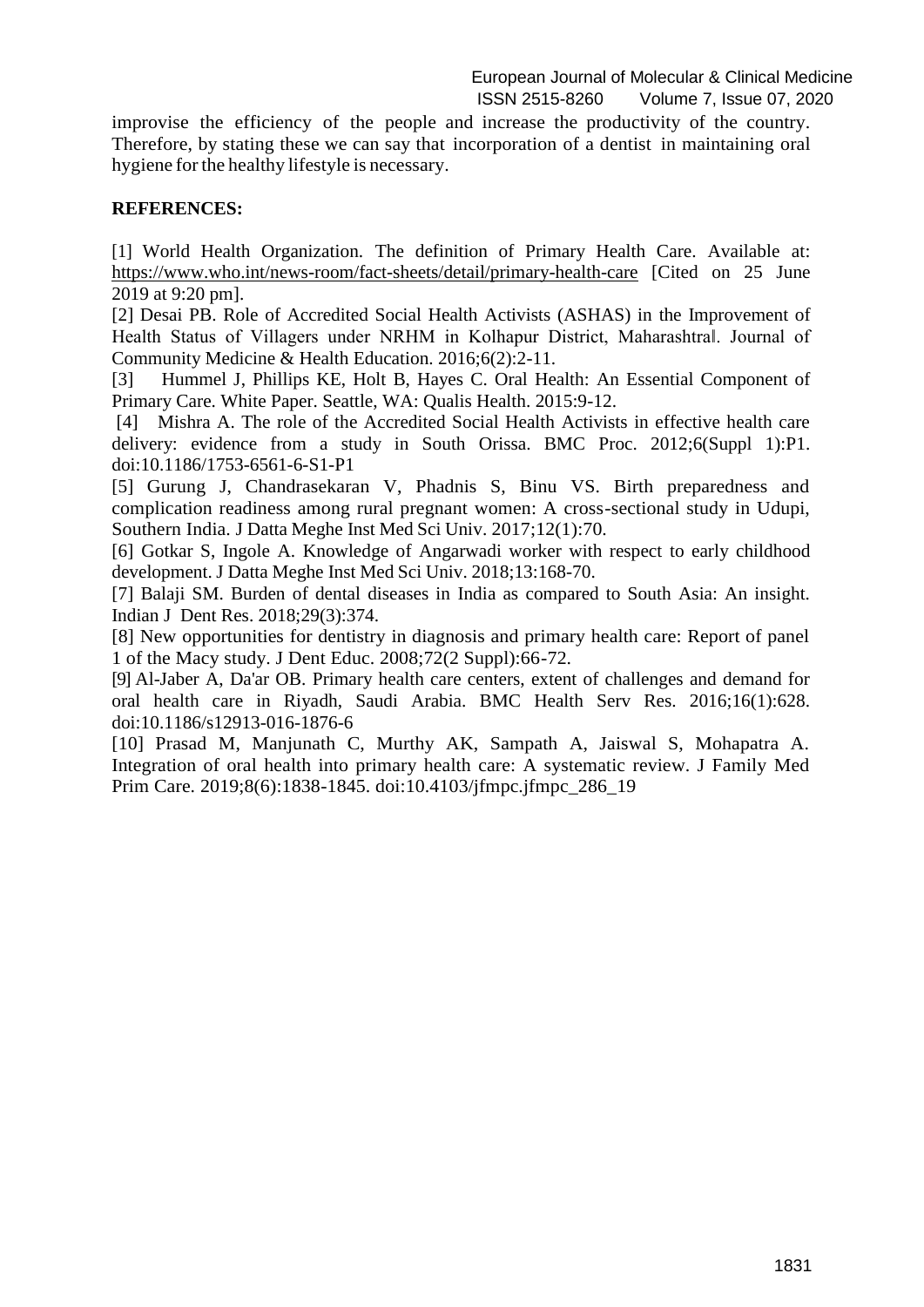improvise the efficiency of the people and increase the productivity of the country. Therefore, by stating these we can say that incorporation of a dentist in maintaining oral hygiene for the healthy lifestyle is necessary.

**REFERENCES:**

[1] World Health Organization. The definition of Primary Health Care. Available at: https://www.who.int/news-room/fact-sheets/detail/primary-health-care [Cited on 25 June 2019 at 9:20 pm].

[2] Desai PB. Role of Accredited Social Health Activists (ASHAS) in the Improvement of Health Status of Villagers under NRHM in Kolhapur District, Maharashtra‖. Journal of Community Medicine & Health Education. 2016;6(2):2-11.

[3] Hummel J, Phillips KE, Holt B, Hayes C. Oral Health: An Essential Component of Primary Care. White Paper. Seattle, WA: Qualis Health. 2015:9-12.

[4] Mishra A. The role of the Accredited Social Health Activists in effective health care delivery: evidence from a study in South Orissa. BMC Proc. 2012;6(Suppl 1):P1. doi:10.1186/1753-6561-6-S1-P1

[5] Gurung J, Chandrasekaran V, Phadnis S, Binu VS. Birth preparedness and complication readiness among rural pregnant women: A cross-sectional study in Udupi, Southern India. J Datta Meghe Inst Med Sci Univ. 2017;12(1):70.

[6] Gotkar S, Ingole A. Knowledge of Angarwadi worker with respect to early childhood development. J Datta Meghe Inst Med Sci Univ. 2018;13:168-70.

[7] Balaji SM. Burden of dental diseases in India as compared to South Asia: An insight. Indian J Dent Res. 2018;29(3):374.

[8] New opportunities for dentistry in diagnosis and primary health care: Report of panel 1 of the Macy study. J Dent Educ. 2008;72(2 Suppl):66-72.

[9] Al-Jaber A, Da'ar OB. Primary health care centers, extent of challenges and demand for oral health care in Riyadh, Saudi Arabia. BMC Health Serv Res. 2016;16(1):628. doi:10.1186/s12913-016-1876-6

[10] Prasad M, Manjunath C, Murthy AK, Sampath A, Jaiswal S, Mohapatra A. Integration of oral health into primary health care: A systematic review. J Family Med Prim Care. 2019;8(6):1838-1845. doi:10.4103/jfmpc.jfmpc_286_19